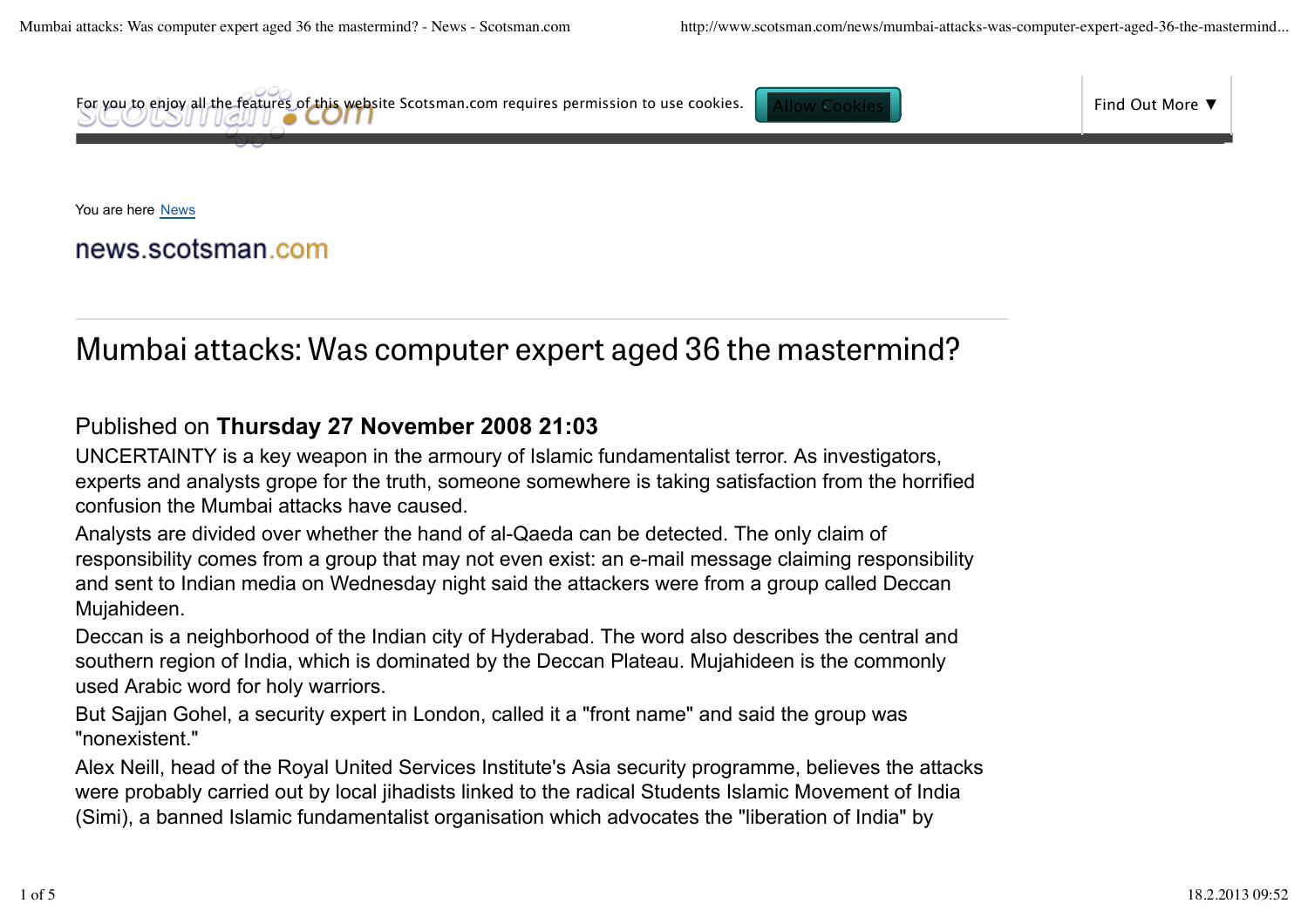For you to enjoy all the features of this website Scotsman.com requires permission to use cookies. Allow Cookies

Find Out More ▼

You are here News

news.scotsman.com

# Mumbai attacks: Was computer expert aged 36 the mastermind?

Published on **Thursday 27 November 2008 21:03**

UNCERTAINTY is a key weapon in the armoury of Islamic fundamentalist terror. As investigators, experts and analysts grope for the truth, someone somewhere is taking satisfaction from the horrified confusion the Mumbai attacks have caused.

Analysts are divided over whether the hand of al-Qaeda can be detected. The only claim of responsibility comes from a group that may not even exist: an e-mail message claiming responsibility and sent to Indian media on Wednesday night said the attackers were from a group called Deccan Mujahideen.

Deccan is a neighborhood of the Indian city of Hyderabad. The word also describes the central and southern region of India, which is dominated by the Deccan Plateau. Mujahideen is the commonly used Arabic word for holy warriors.

But Sajjan Gohel, a security expert in London, called it a "front name" and said the group was "nonexistent."

Alex Neill, head of the Royal United Services Institute's Asia security programme, believes the attacks were probably carried out by local jihadists linked to the radical Students Islamic Movement of India (Simi), a banned Islamic fundamentalist organisation which advocates the "liberation of India" by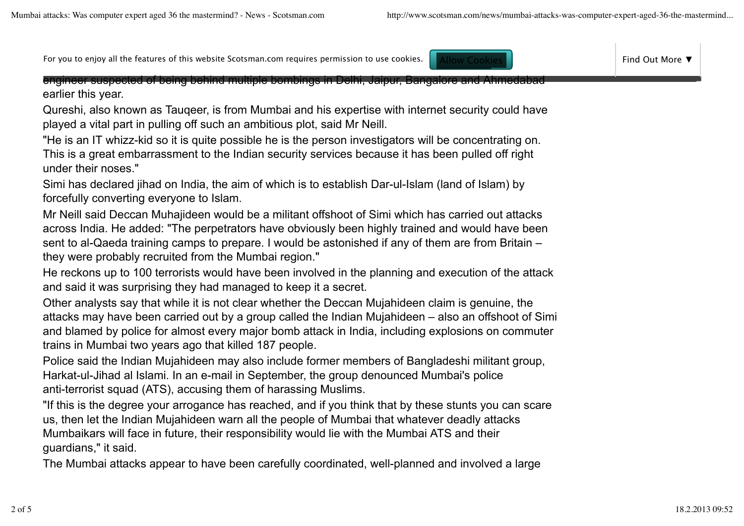engineer suspected of being behind multiple bombings in Delhi, Jaipur, Bangalore and Ahmedabad earlier this year.

Qureshi, also known as Tauqeer, is from Mumbai and his expertise with internet security could have played a vital part in pulling off such an ambitious plot, said Mr Neill.

"He is an IT whizz-kid so it is quite possible he is the person investigators will be concentrating on. This is a great embarrassment to the Indian security services because it has been pulled off right under their noses."

Simi has declared jihad on India, the aim of which is to establish Dar-ul-Islam (land of Islam) by forcefully converting everyone to Islam.

Mr Neill said Deccan Muhajideen would be a militant offshoot of Simi which has carried out attacks across India. He added: "The perpetrators have obviously been highly trained and would have been sent to al-Qaeda training camps to prepare. I would be astonished if any of them are from Britain – they were probably recruited from the Mumbai region."

He reckons up to 100 terrorists would have been involved in the planning and execution of the attack and said it was surprising they had managed to keep it a secret.

Other analysts say that while it is not clear whether the Deccan Mujahideen claim is genuine, the attacks may have been carried out by a group called the Indian Mujahideen – also an offshoot of Simi and blamed by police for almost every major bomb attack in India, including explosions on commuter trains in Mumbai two years ago that killed 187 people.

Police said the Indian Mujahideen may also include former members of Bangladeshi militant group, Harkat-ul-Jihad al Islami. In an e-mail in September, the group denounced Mumbai's police anti-terrorist squad (ATS), accusing them of harassing Muslims.

"If this is the degree your arrogance has reached, and if you think that by these stunts you can scare us, then let the Indian Mujahideen warn all the people of Mumbai that whatever deadly attacks Mumbaikars will face in future, their responsibility would lie with the Mumbai ATS and their guardians," it said.

The Mumbai attacks appear to have been carefully coordinated, well-planned and involved a large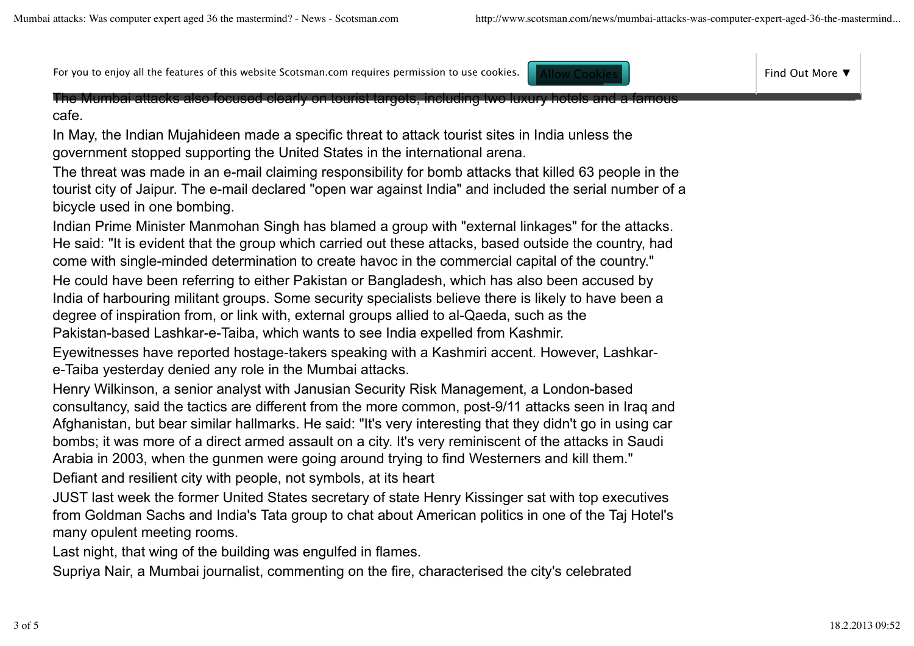The Mumbai attacks also focused clearly on tourist targets, including two luxury hotels and a famous cafe.

In May, the Indian Mujahideen made a specific threat to attack tourist sites in India unless the government stopped supporting the United States in the international arena.

The threat was made in an e-mail claiming responsibility for bomb attacks that killed 63 people in the tourist city of Jaipur. The e-mail declared "open war against India" and included the serial number of a bicycle used in one bombing.

Indian Prime Minister Manmohan Singh has blamed a group with "external linkages" for the attacks. He said: "It is evident that the group which carried out these attacks, based outside the country, had come with single-minded determination to create havoc in the commercial capital of the country."

He could have been referring to either Pakistan or Bangladesh, which has also been accused by India of harbouring militant groups. Some security specialists believe there is likely to have been a degree of inspiration from, or link with, external groups allied to al-Qaeda, such as the Pakistan-based Lashkar-e-Taiba, which wants to see India expelled from Kashmir.

Eyewitnesses have reported hostage-takers speaking with a Kashmiri accent. However, Lashkar-e-Taiba yesterday denied any role in the Mumbai attacks.

Henry Wilkinson, a senior analyst with Janusian Security Risk Management, a London-based consultancy, said the tactics are different from the more common, post-9/11 attacks seen in Iraq and Afghanistan, but bear similar hallmarks. He said: "It's very interesting that they didn't go in using car bombs; it was more of a direct armed assault on a city. It's very reminiscent of the attacks in Saudi Arabia in 2003, when the gunmen were going around trying to find Westerners and kill them."

Defiant and resilient city with people, not symbols, at its heart

JUST last week the former United States secretary of state Henry Kissinger sat with top executives from Goldman Sachs and India's Tata group to chat about American politics in one of the Taj Hotel's many opulent meeting rooms.

Last night, that wing of the building was engulfed in flames.

Supriya Nair, a Mumbai journalist, commenting on the fire, characterised the city's celebrated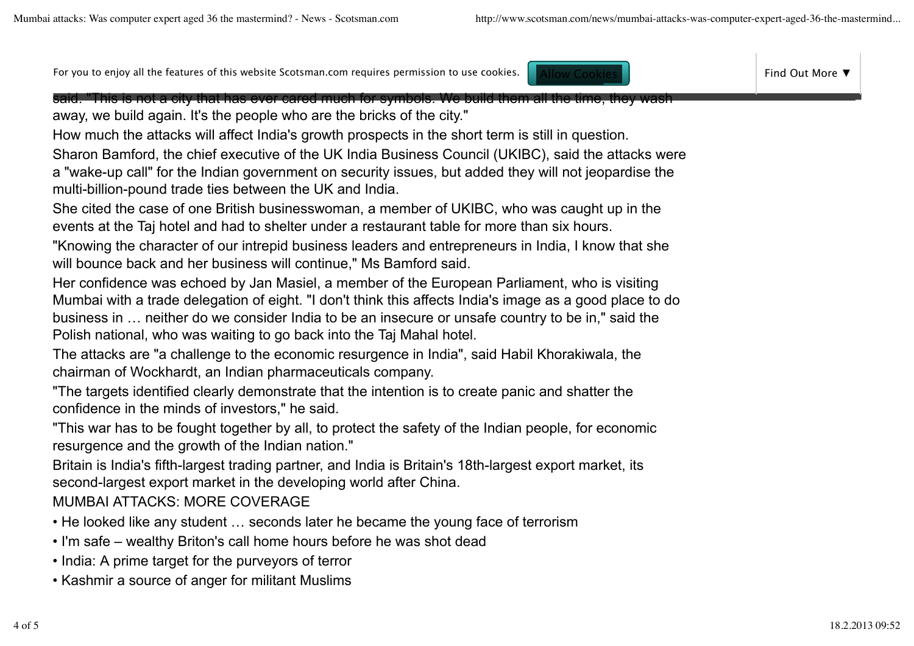For you to enjoy all the features of this website Scotsman.com requires permission to use cookies. Allow Cookies Find Out More ▼

said. "This is not a city that has ever cared much for symbols. We build them all the time, they wash away, we build again. It's the people who are the bricks of the city."

How much the attacks will affect India's growth prospects in the short term is still in question.

Sharon Bamford, the chief executive of the UK India Business Council (UKIBC), said the attacks were a "wake-up call" for the Indian government on security issues, but added they will not jeopardise the multi-billion-pound trade ties between the UK and India.

She cited the case of one British businesswoman, a member of UKIBC, who was caught up in the events at the Taj hotel and had to shelter under a restaurant table for more than six hours.

"Knowing the character of our intrepid business leaders and entrepreneurs in India, I know that she will bounce back and her business will continue," Ms Bamford said.

Her confidence was echoed by Jan Masiel, a member of the European Parliament, who is visiting Mumbai with a trade delegation of eight. "I don't think this affects India's image as a good place to do business in … neither do we consider India to be an insecure or unsafe country to be in," said the Polish national, who was waiting to go back into the Taj Mahal hotel.

The attacks are "a challenge to the economic resurgence in India", said Habil Khorakiwala, the chairman of Wockhardt, an Indian pharmaceuticals company.

"The targets identified clearly demonstrate that the intention is to create panic and shatter the confidence in the minds of investors," he said.

"This war has to be fought together by all, to protect the safety of the Indian people, for economic resurgence and the growth of the Indian nation."

Britain is India's fifth-largest trading partner, and India is Britain's 18th-largest export market, its second-largest export market in the developing world after China.

MUMBAI ATTACKS: MORE COVERAGE

- He looked like any student … seconds later he became the young face of terrorism
- I'm safe – wealthy Briton's call home hours before he was shot dead
- India: A prime target for the purveyors of terror
- Kashmir a source of anger for militant Muslims